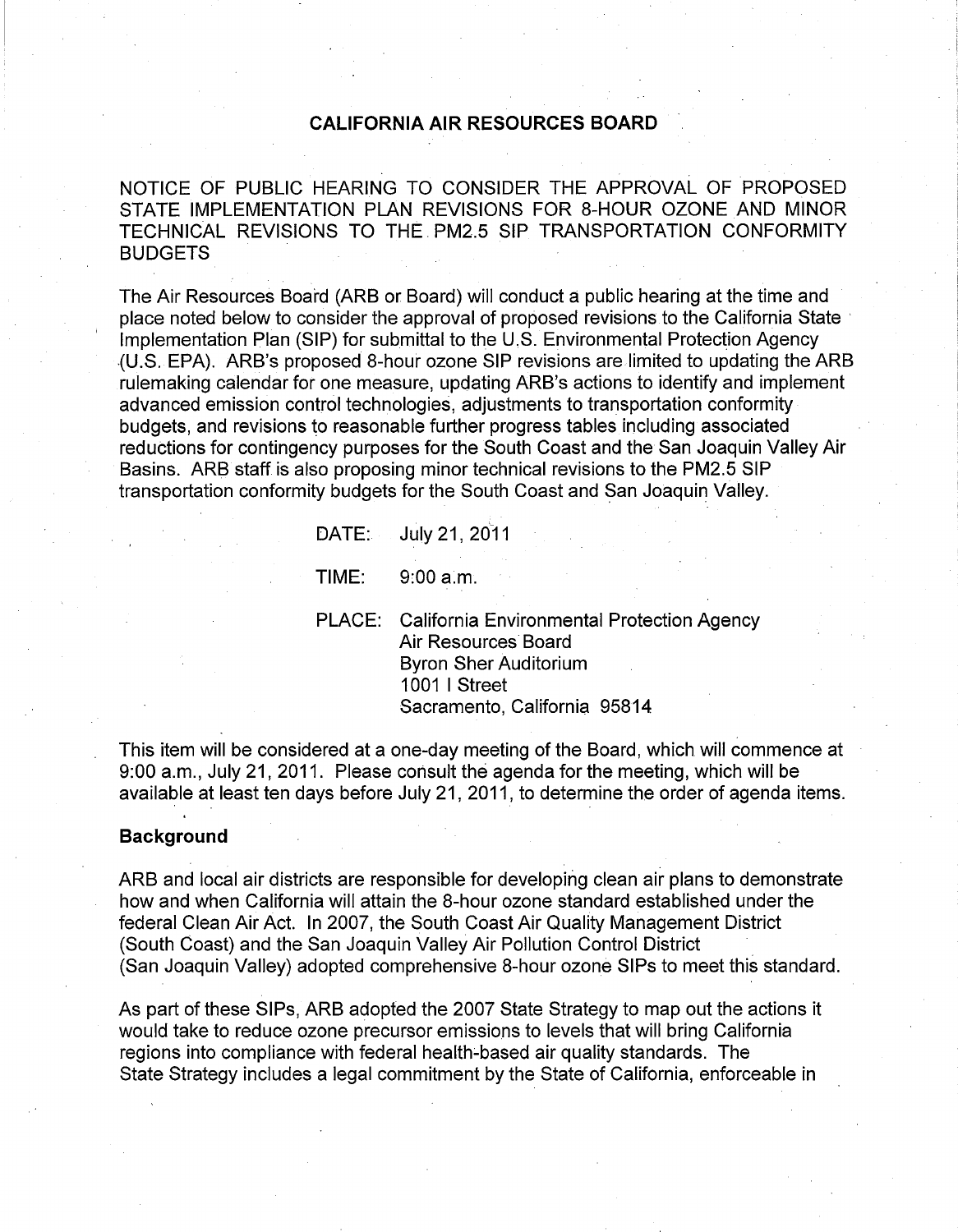# CALIFORNIA AIR RESOURCES BOARD

NOTICE OF PUBLIC HEARING TO CONSIDER THE APPROVAL OF PROPOSED STATE IMPLEMENTATION PLAN REVISIONS FOR 8-HOUR OZONE AND MINOR TECHNICAL REVISIONS TO THE PM2.5 SIP TRANSPORTATION CONFORMITY BUDGETS

The Air Resources Board (ARB or Board) will conduct a public hearing at the time and place noted below to consider the approval of proposed revisions to the California State Implementation Plan (SIP) for submittal to the U.S. Environmental Protection Agency (U.S. EPA). ARB's proposed 8-hour ozone SIP revisions are limited to updating the ARB rulemaking calendar for one measure, updating ARB's actions to identify and implement advanced emission control technologies, adjustments to transportation conformity budgets, and revisions to reasonable further progress tables including associated reductions for contingency purposes for the South Coast and the San Joaquin Valley Air Basins. ARB staff is also proposing minor technical revisions to the PM2.5 SIP transportation conformity budgets for the South Coast and San Joaquin Valley.

DATE: July 21, 2011

TIME: 9:00 a.m.

PLACE: California Environmental Protection Agency
Air Resources Board
Byron Sher Auditorium
1001 I Street
Sacramento, California 95814

This item will be considered at a one-day meeting of the Board, which will commence at 9:00 a.m., July 21, 2011. Please consult the agenda for the meeting, which will be available at least ten days before July 21, 2011, to determine the order of agenda items.

## Background

ARB and local air districts are responsible for developing clean air plans to demonstrate how and when California will attain the 8-hour ozone standard established under the federal Clean Air Act. In 2007, the South Coast Air Quality Management District (South Coast) and the San Joaquin Valley Air Pollution Control District (San Joaquin Valley) adopted comprehensive 8-hour ozone SIPs to meet this standard.

As part of these SIPs, ARB adopted the 2007 State Strategy to map out the actions it would take to reduce ozone precursor emissions to levels that will bring California regions into compliance with federal health-based air quality standards. The State Strategy includes a legal commitment by the State of California, enforceable in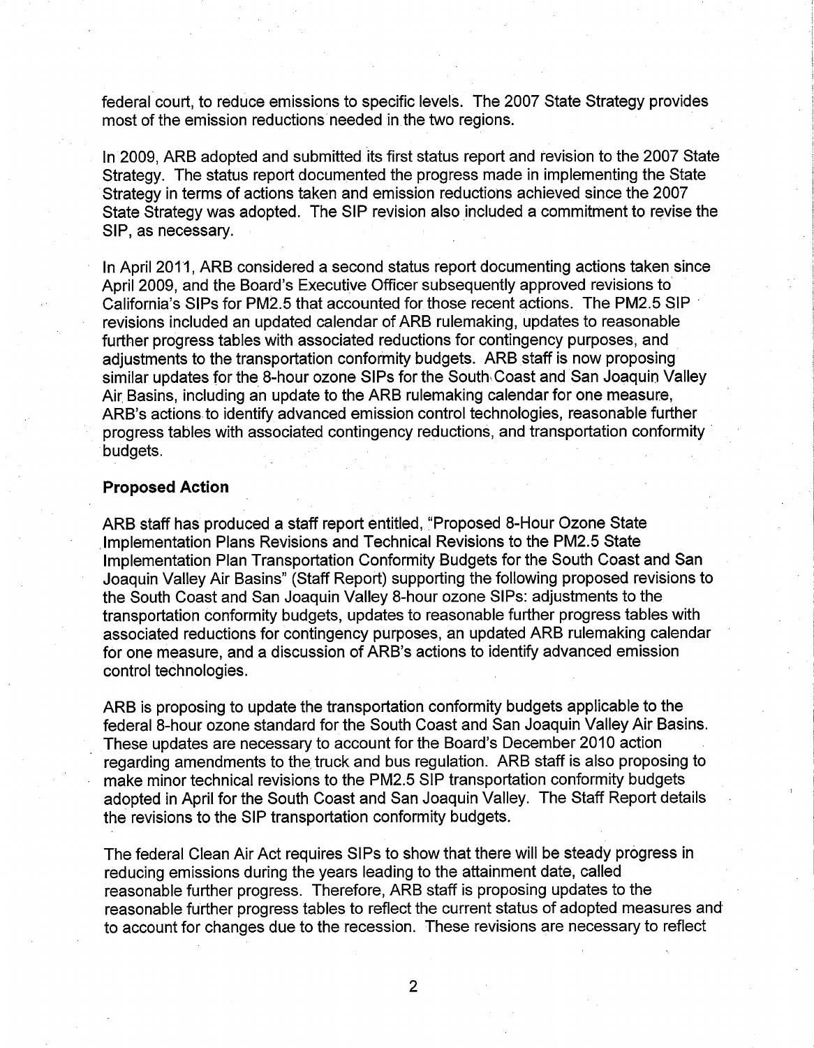federal court, to reduce emissions to specific levels. The 2007 State Strategy provides most of the emission reductions needed in the two regions.

In 2009, ARB adopted and submitted its first status report and revision to the 2007 State Strategy. The status report documented the progress made in implementing the State Strategy in terms of actions taken and emission reductions achieved since the 2007 State Strategy was adopted. The SIP revision also included a commitment to revise the SIP, as necessary.

In April 2011, ARB considered a second status report documenting actions taken since April 2009, and the Board's Executive Officer subsequently approved revisions to California's SIPs for PM2.5 that accounted for those recent actions. The PM2.5 SIP revisions included an updated calendar of ARB rulemaking, updates to reasonable further progress tables with associated reductions for contingency purposes, and adjustments to the transportation conformity budgets. ARB staff is now proposing similar updates for the 8-hour ozone SIPs for the South Coast and San Joaquin Valley Air Basins, including an update to the ARB rulemaking calendar for one measure, ARB's actions to identify advanced emission control technologies, reasonable further progress tables with associated contingency reductions, and transportation conformity budgets.

**Proposed Action**

ARB staff has produced a staff report entitled, "Proposed 8-Hour Ozone State Implementation Plans Revisions and Technical Revisions to the PM2.5 State Implementation Plan Transportation Conformity Budgets for the South Coast and San Joaquin Valley Air Basins" (Staff Report) supporting the following proposed revisions to the South Coast and San Joaquin Valley 8-hour ozone SIPs: adjustments to the transportation conformity budgets, updates to reasonable further progress tables with associated reductions for contingency purposes, an updated ARB rulemaking calendar for one measure, and a discussion of ARB's actions to identify advanced emission control technologies.

ARB is proposing to update the transportation conformity budgets applicable to the federal 8-hour ozone standard for the South Coast and San Joaquin Valley Air Basins. These updates are necessary to account for the Board's December 2010 action regarding amendments to the truck and bus regulation. ARB staff is also proposing to make minor technical revisions to the PM2.5 SIP transportation conformity budgets adopted in April for the South Coast and San Joaquin Valley. The Staff Report details the revisions to the SIP transportation conformity budgets.

The federal Clean Air Act requires SIPs to show that there will be steady progress in reducing emissions during the years leading to the attainment date, called reasonable further progress. Therefore, ARB staff is proposing updates to the reasonable further progress tables to reflect the current status of adopted measures and to account for changes due to the recession. These revisions are necessary to reflect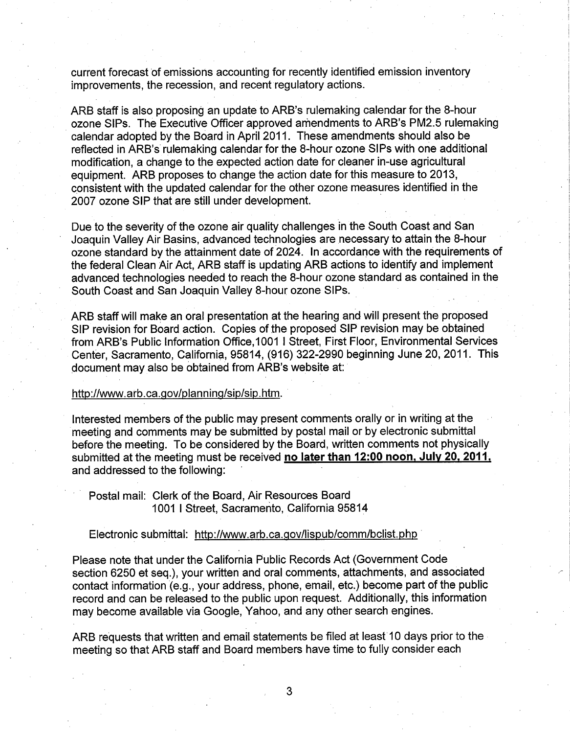current forecast of emissions accounting for recently identified emission inventory improvements, the recession, and recent regulatory actions.

ARB staff is also proposing an update to ARB's rulemaking calendar for the 8-hour ozone SIPs. The Executive Officer approved amendments to ARB's PM2.5 rulemaking calendar adopted by the Board in April 2011. These amendments should also be reflected in ARB's rulemaking calendar for the 8-hour ozone SIPs with one additional modification, a change to the expected action date for cleaner in-use agricultural equipment. ARB proposes to change the action date for this measure to 2013, consistent with the updated calendar for the other ozone measures identified in the 2007 ozone SIP that are still under development.

Due to the severity of the ozone air quality challenges in the South Coast and San Joaquin Valley Air Basins, advanced technologies are necessary to attain the 8-hour ozone standard by the attainment date of 2024. In accordance with the requirements of the federal Clean Air Act, ARB staff is updating ARB actions to identify and implement advanced technologies needed to reach the 8-hour ozone standard as contained in the South Coast and San Joaquin Valley 8-hour ozone SIPs.

ARB staff will make an oral presentation at the hearing and will present the proposed SIP revision for Board action. Copies of the proposed SIP revision may be obtained from ARB's Public Information Office, 1001 I Street, First Floor, Environmental Services Center, Sacramento, California, 95814, (916) 322-2990 beginning June 20, 2011. This document may also be obtained from ARB's website at:

http://www.arb.ca.gov/planning/sip/sip.htm.

Interested members of the public may present comments orally or in writing at the meeting and comments may be submitted by postal mail or by electronic submittal before the meeting. To be considered by the Board, written comments not physically submitted at the meeting must be received **no later than 12:00 noon, July 20, 2011,** and addressed to the following:

Postal mail: Clerk of the Board, Air Resources Board
1001 I Street, Sacramento, California 95814

Electronic submittal: http://www.arb.ca.gov/lispub/comm/bclist.php

Please note that under the California Public Records Act (Government Code section 6250 et seq.), your written and oral comments, attachments, and associated contact information (e.g., your address, phone, email, etc.) become part of the public record and can be released to the public upon request. Additionally, this information may become available via Google, Yahoo, and any other search engines.

ARB requests that written and email statements be filed at least 10 days prior to the meeting so that ARB staff and Board members have time to fully consider each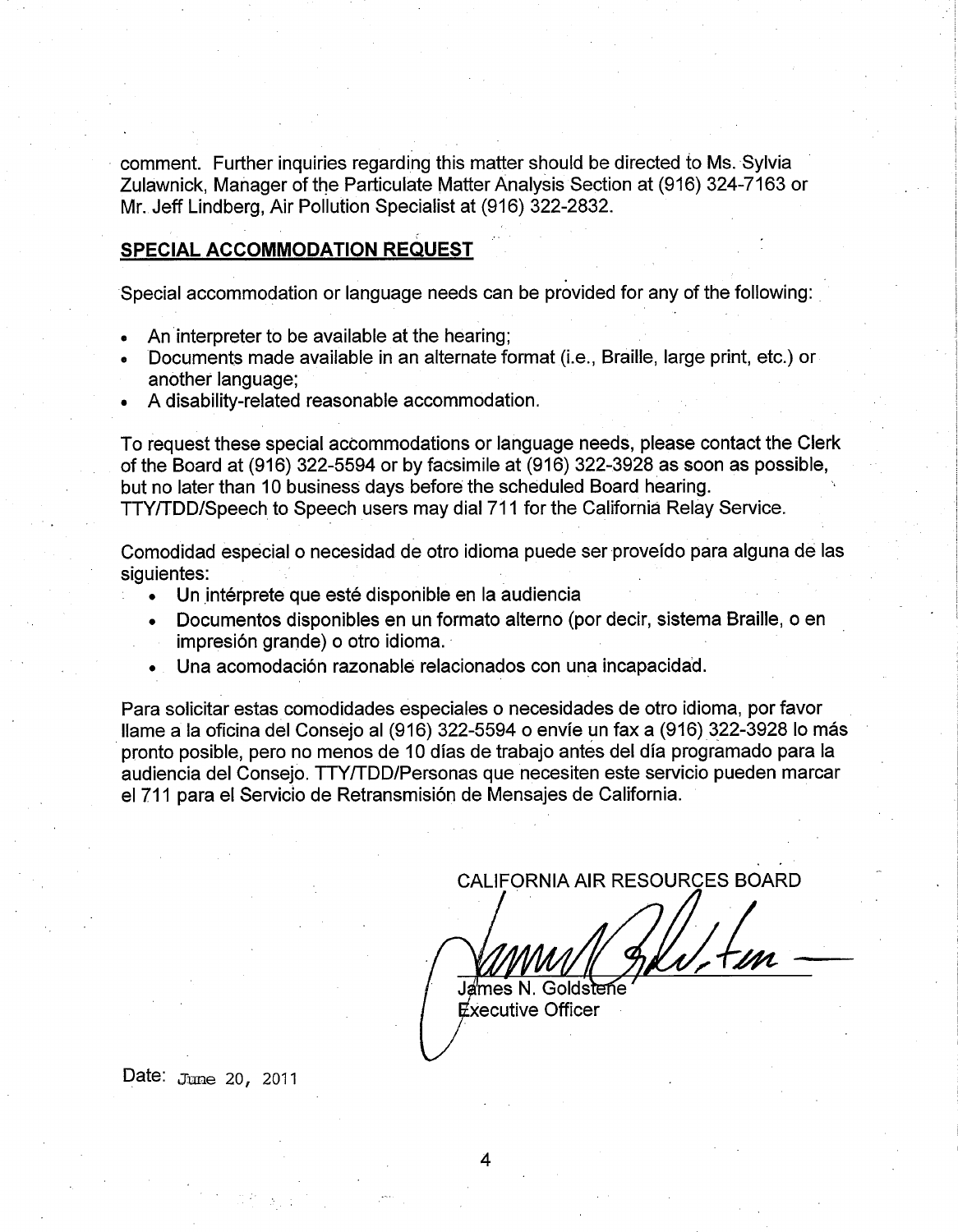comment. Further inquiries regarding this matter should be directed to Ms. Sylvia Zulawnick, Manager of the Particulate Matter Analysis Section at (916) 324-7163 or Mr. Jeff Lindberg, Air Pollution Specialist at (916) 322-2832.

## SPECIAL ACCOMMODATION REQUEST

Special accommodation or language needs can be provided for any of the following:

- An interpreter to be available at the hearing;
- Documents made available in an alternate format (i.e., Braille, large print, etc.) or another language;
- A disability-related reasonable accommodation.

To request these special accommodations or language needs, please contact the Clerk of the Board at (916) 322-5594 or by facsimile at (916) 322-3928 as soon as possible, but no later than 10 business days before the scheduled Board hearing. TTY/TDD/Speech to Speech users may dial 711 for the California Relay Service.

Comodidad especial o necesidad de otro idioma puede ser proveído para alguna de las siguientes:

- Un intérprete que esté disponible en la audiencia
- Documentos disponibles en un formato alterno (por decir, sistema Braille, o en impresión grande) o otro idioma.
- Una acomodación razonable relacionados con una incapacidad.

Para solicitar estas comodidades especiales o necesidades de otro idioma, por favor llame a la oficina del Consejo al (916) 322-5594 o envíe un fax a (916) 322-3928 lo más pronto posible, pero no menos de 10 días de trabajo antes del día programado para la audiencia del Consejo. TTY/TDD/Personas que necesiten este servicio pueden marcar el 711 para el Servicio de Retransmisión de Mensajes de California.

CALIFORNIA AIR RESOURCES BOARD

James N. Goldstene
Executive Officer

Date: June 20, 2011